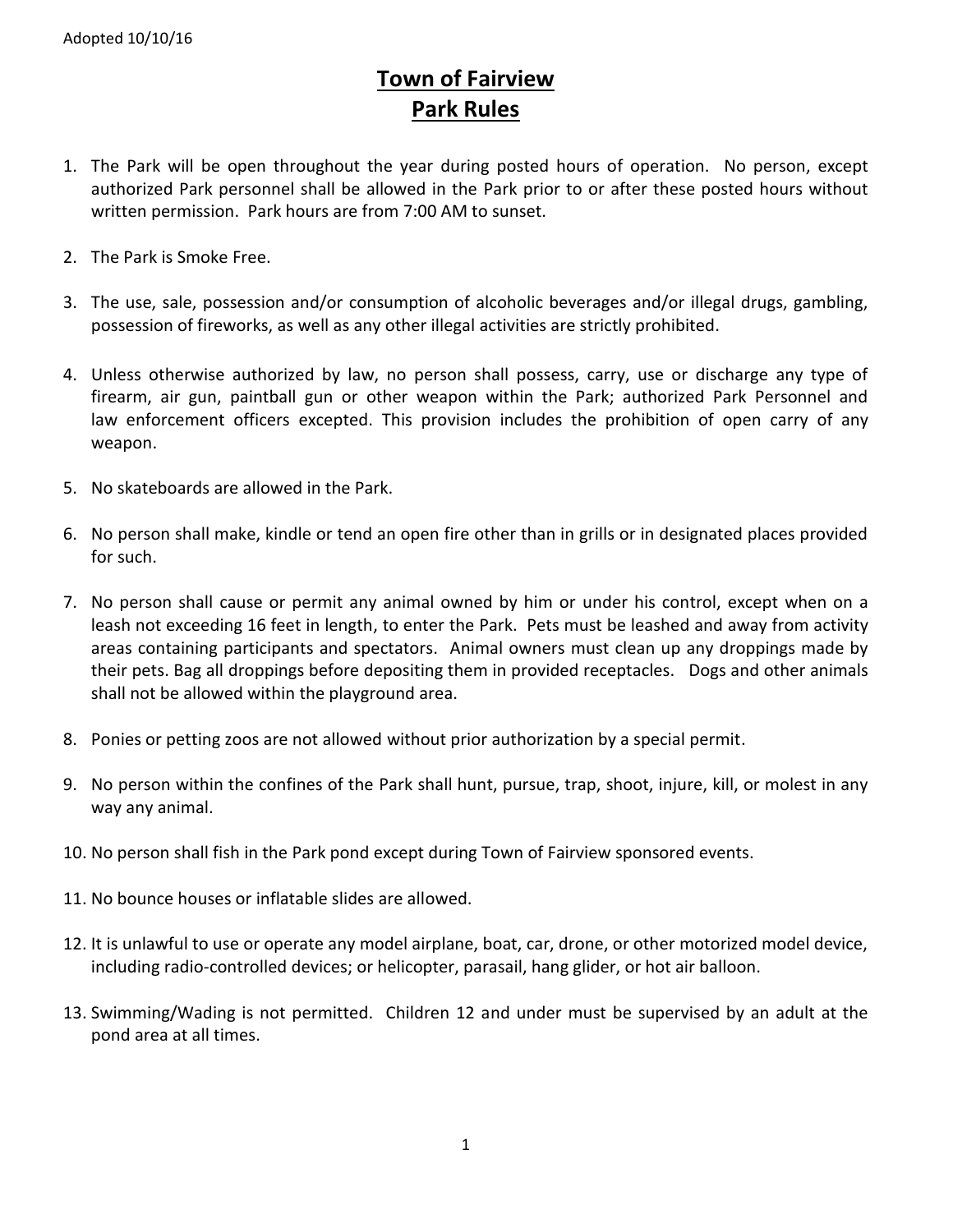Adopted 10/10/16

# Town of Fairview
## Park Rules

1. The Park will be open throughout the year during posted hours of operation. No person, except authorized Park personnel shall be allowed in the Park prior to or after these posted hours without written permission. Park hours are from 7:00 AM to sunset.

2. The Park is Smoke Free.

3. The use, sale, possession and/or consumption of alcoholic beverages and/or illegal drugs, gambling, possession of fireworks, as well as any other illegal activities are strictly prohibited.

4. Unless otherwise authorized by law, no person shall possess, carry, use or discharge any type of firearm, air gun, paintball gun or other weapon within the Park; authorized Park Personnel and law enforcement officers excepted. This provision includes the prohibition of open carry of any weapon.

5. No skateboards are allowed in the Park.

6. No person shall make, kindle or tend an open fire other than in grills or in designated places provided for such.

7. No person shall cause or permit any animal owned by him or under his control, except when on a leash not exceeding 16 feet in length, to enter the Park. Pets must be leashed and away from activity areas containing participants and spectators. Animal owners must clean up any droppings made by their pets. Bag all droppings before depositing them in provided receptacles. Dogs and other animals shall not be allowed within the playground area.

8. Ponies or petting zoos are not allowed without prior authorization by a special permit.

9. No person within the confines of the Park shall hunt, pursue, trap, shoot, injure, kill, or molest in any way any animal.

10. No person shall fish in the Park pond except during Town of Fairview sponsored events.

11. No bounce houses or inflatable slides are allowed.

12. It is unlawful to use or operate any model airplane, boat, car, drone, or other motorized model device, including radio-controlled devices; or helicopter, parasail, hang glider, or hot air balloon.

13. Swimming/Wading is not permitted. Children 12 and under must be supervised by an adult at the pond area at all times.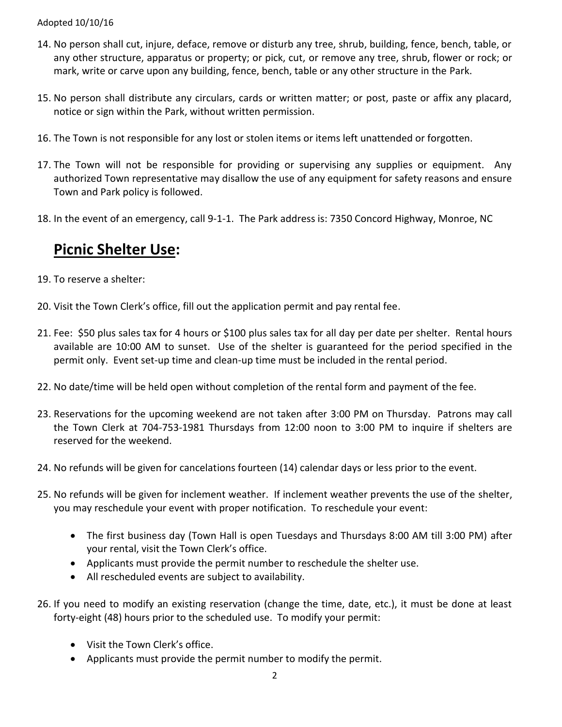14. No person shall cut, injure, deface, remove or disturb any tree, shrub, building, fence, bench, table, or any other structure, apparatus or property; or pick, cut, or remove any tree, shrub, flower or rock; or mark, write or carve upon any building, fence, bench, table or any other structure in the Park.

15. No person shall distribute any circulars, cards or written matter; or post, paste or affix any placard, notice or sign within the Park, without written permission.

16. The Town is not responsible for any lost or stolen items or items left unattended or forgotten.

17. The Town will not be responsible for providing or supervising any supplies or equipment. Any authorized Town representative may disallow the use of any equipment for safety reasons and ensure Town and Park policy is followed.

18. In the event of an emergency, call 9-1-1. The Park address is: 7350 Concord Highway, Monroe, NC

## **Picnic Shelter Use:**

19. To reserve a shelter:

20. Visit the Town Clerk's office, fill out the application permit and pay rental fee.

21. Fee: $50 plus sales tax for 4 hours or $100 plus sales tax for all day per date per shelter. Rental hours available are 10:00 AM to sunset. Use of the shelter is guaranteed for the period specified in the permit only. Event set-up time and clean-up time must be included in the rental period.

22. No date/time will be held open without completion of the rental form and payment of the fee.

23. Reservations for the upcoming weekend are not taken after 3:00 PM on Thursday. Patrons may call the Town Clerk at 704-753-1981 Thursdays from 12:00 noon to 3:00 PM to inquire if shelters are reserved for the weekend.

24. No refunds will be given for cancelations fourteen (14) calendar days or less prior to the event.

25. No refunds will be given for inclement weather. If inclement weather prevents the use of the shelter, you may reschedule your event with proper notification. To reschedule your event:

    - The first business day (Town Hall is open Tuesdays and Thursdays 8:00 AM till 3:00 PM) after your rental, visit the Town Clerk's office.
    - Applicants must provide the permit number to reschedule the shelter use.
    - All rescheduled events are subject to availability.

26. If you need to modify an existing reservation (change the time, date, etc.), it must be done at least forty-eight (48) hours prior to the scheduled use. To modify your permit:

    - Visit the Town Clerk's office.
    - Applicants must provide the permit number to modify the permit.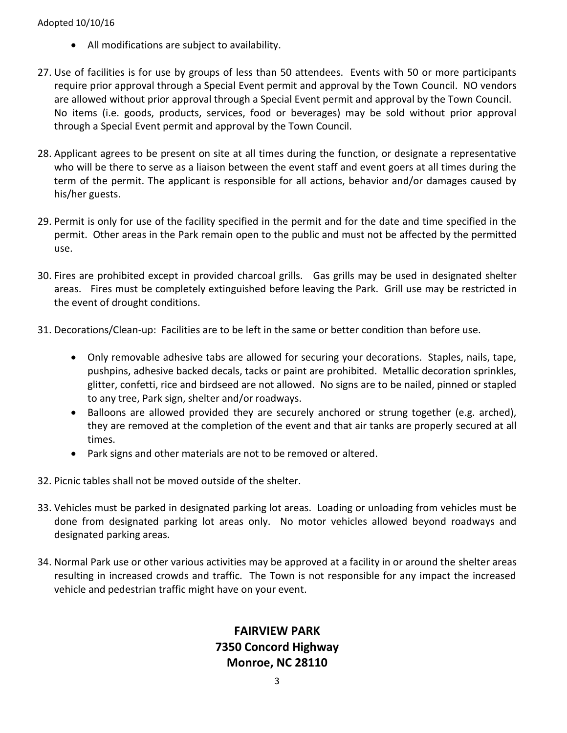Adopted 10/10/16

- All modifications are subject to availability.

27. Use of facilities is for use by groups of less than 50 attendees. Events with 50 or more participants require prior approval through a Special Event permit and approval by the Town Council. NO vendors are allowed without prior approval through a Special Event permit and approval by the Town Council. No items (i.e. goods, products, services, food or beverages) may be sold without prior approval through a Special Event permit and approval by the Town Council.

28. Applicant agrees to be present on site at all times during the function, or designate a representative who will be there to serve as a liaison between the event staff and event goers at all times during the term of the permit. The applicant is responsible for all actions, behavior and/or damages caused by his/her guests.

29. Permit is only for use of the facility specified in the permit and for the date and time specified in the permit. Other areas in the Park remain open to the public and must not be affected by the permitted use.

30. Fires are prohibited except in provided charcoal grills. Gas grills may be used in designated shelter areas. Fires must be completely extinguished before leaving the Park. Grill use may be restricted in the event of drought conditions.

31. Decorations/Clean-up: Facilities are to be left in the same or better condition than before use.

    - Only removable adhesive tabs are allowed for securing your decorations. Staples, nails, tape, pushpins, adhesive backed decals, tacks or paint are prohibited. Metallic decoration sprinkles, glitter, confetti, rice and birdseed are not allowed. No signs are to be nailed, pinned or stapled to any tree, Park sign, shelter and/or roadways.
    - Balloons are allowed provided they are securely anchored or strung together (e.g. arched), they are removed at the completion of the event and that air tanks are properly secured at all times.
    - Park signs and other materials are not to be removed or altered.

32. Picnic tables shall not be moved outside of the shelter.

33. Vehicles must be parked in designated parking lot areas. Loading or unloading from vehicles must be done from designated parking lot areas only. No motor vehicles allowed beyond roadways and designated parking areas.

34. Normal Park use or other various activities may be approved at a facility in or around the shelter areas resulting in increased crowds and traffic. The Town is not responsible for any impact the increased vehicle and pedestrian traffic might have on your event.

**FAIRVIEW PARK**
**7350 Concord Highway**
**Monroe, NC 28110**